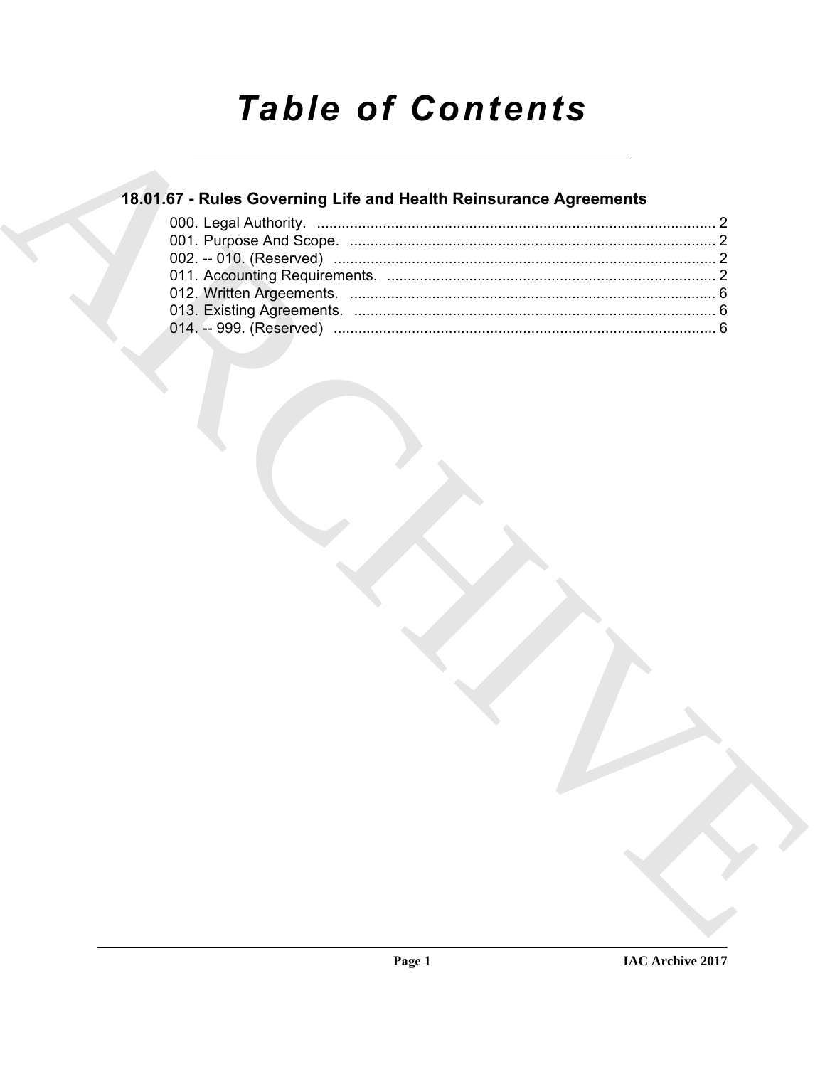# *Table of Contents*

## 18.01.67 - Rules Governing Life and Health Reinsurance Agreements

000. Legal Authority. ................................................................................................ 2
001. Purpose And Scope. ........................................................................................ 2
002. -- 010. (Reserved) ........................................................................................... 2
011. Accounting Requirements. ............................................................................... 2
012. Written Argeements. ........................................................................................ 6
013. Existing Agreements. ....................................................................................... 6
014. -- 999. (Reserved) ........................................................................................... 6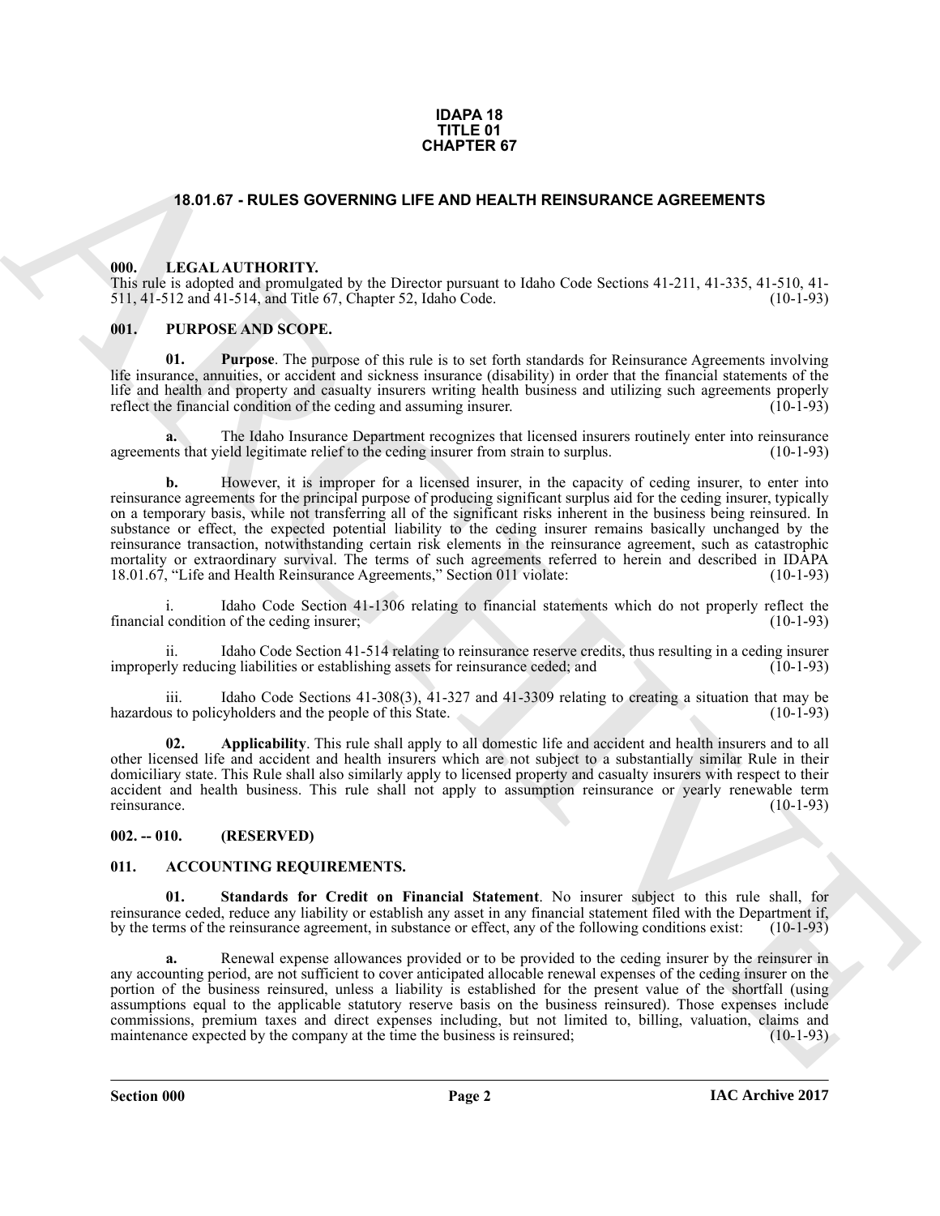**IDAPA 18**
**TITLE 01**
**CHAPTER 67**

# 18.01.67 - RULES GOVERNING LIFE AND HEALTH REINSURANCE AGREEMENTS

## 000. LEGAL AUTHORITY.

This rule is adopted and promulgated by the Director pursuant to Idaho Code Sections 41-211, 41-335, 41-510, 41-511, 41-512 and 41-514, and Title 67, Chapter 52, Idaho Code. (10-1-93)

## 001. PURPOSE AND SCOPE.

**01. Purpose**. The purpose of this rule is to set forth standards for Reinsurance Agreements involving life insurance, annuities, or accident and sickness insurance (disability) in order that the financial statements of the life and health and property and casualty insurers writing health business and utilizing such agreements properly reflect the financial condition of the ceding and assuming insurer. (10-1-93)

**a.** The Idaho Insurance Department recognizes that licensed insurers routinely enter into reinsurance agreements that yield legitimate relief to the ceding insurer from strain to surplus. (10-1-93)

**b.** However, it is improper for a licensed insurer, in the capacity of ceding insurer, to enter into reinsurance agreements for the principal purpose of producing significant surplus aid for the ceding insurer, typically on a temporary basis, while not transferring all of the significant risks inherent in the business being reinsured. In substance or effect, the expected potential liability to the ceding insurer remains basically unchanged by the reinsurance transaction, notwithstanding certain risk elements in the reinsurance agreement, such as catastrophic mortality or extraordinary survival. The terms of such agreements referred to herein and described in IDAPA 18.01.67, "Life and Health Reinsurance Agreements," Section 011 violate: (10-1-93)

i. Idaho Code Section 41-1306 relating to financial statements which do not properly reflect the financial condition of the ceding insurer; (10-1-93)

ii. Idaho Code Section 41-514 relating to reinsurance reserve credits, thus resulting in a ceding insurer improperly reducing liabilities or establishing assets for reinsurance ceded; and (10-1-93)

iii. Idaho Code Sections 41-308(3), 41-327 and 41-3309 relating to creating a situation that may be hazardous to policyholders and the people of this State. (10-1-93)

**02. Applicability**. This rule shall apply to all domestic life and accident and health insurers and to all other licensed life and accident and health insurers which are not subject to a substantially similar Rule in their domiciliary state. This Rule shall also similarly apply to licensed property and casualty insurers with respect to their accident and health business. This rule shall not apply to assumption reinsurance or yearly renewable term reinsurance. (10-1-93)

## 002. -- 010. (RESERVED)

## 011. ACCOUNTING REQUIREMENTS.

**01. Standards for Credit on Financial Statement**. No insurer subject to this rule shall, for reinsurance ceded, reduce any liability or establish any asset in any financial statement filed with the Department if, by the terms of the reinsurance agreement, in substance or effect, any of the following conditions exist: (10-1-93)

**a.** Renewal expense allowances provided or to be provided to the ceding insurer by the reinsurer in any accounting period, are not sufficient to cover anticipated allocable renewal expenses of the ceding insurer on the portion of the business reinsured, unless a liability is established for the present value of the shortfall (using assumptions equal to the applicable statutory reserve basis on the business reinsured). Those expenses include commissions, premium taxes and direct expenses including, but not limited to, billing, valuation, claims and maintenance expected by the company at the time the business is reinsured; (10-1-93)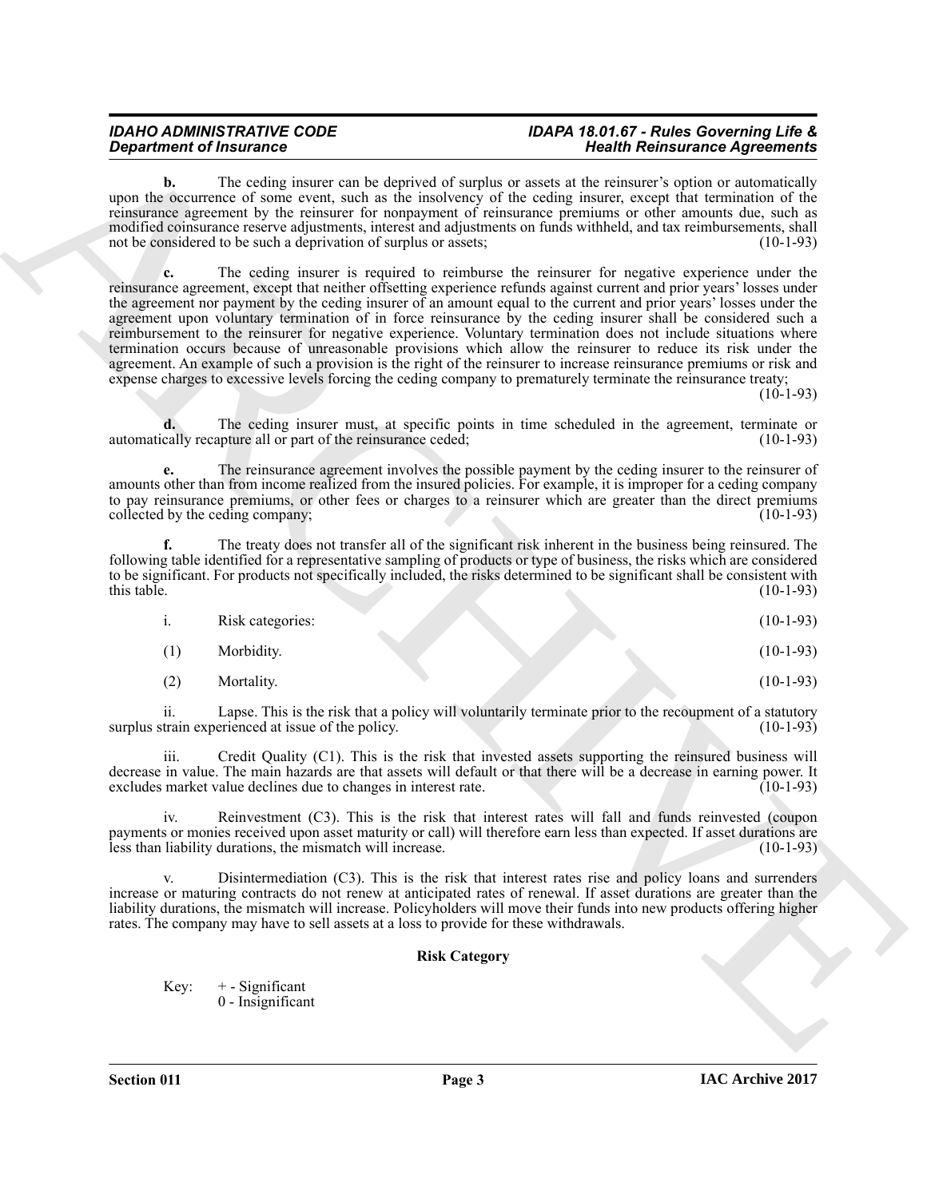**b.** The ceding insurer can be deprived of surplus or assets at the reinsurer's option or automatically upon the occurrence of some event, such as the insolvency of the ceding insurer, except that termination of the reinsurance agreement by the reinsurer for nonpayment of reinsurance premiums or other amounts due, such as modified coinsurance reserve adjustments, interest and adjustments on funds withheld, and tax reimbursements, shall not be considered to be such a deprivation of surplus or assets; (10-1-93)

**c.** The ceding insurer is required to reimburse the reinsurer for negative experience under the reinsurance agreement, except that neither offsetting experience refunds against current and prior years' losses under the agreement nor payment by the ceding insurer of an amount equal to the current and prior years' losses under the agreement upon voluntary termination of in force reinsurance by the ceding insurer shall be considered such a reimbursement to the reinsurer for negative experience. Voluntary termination does not include situations where termination occurs because of unreasonable provisions which allow the reinsurer to reduce its risk under the agreement. An example of such a provision is the right of the reinsurer to increase reinsurance premiums or risk and expense charges to excessive levels forcing the ceding company to prematurely terminate the reinsurance treaty; (10-1-93)

**d.** The ceding insurer must, at specific points in time scheduled in the agreement, terminate or automatically recapture all or part of the reinsurance ceded; (10-1-93)

**e.** The reinsurance agreement involves the possible payment by the ceding insurer to the reinsurer of amounts other than from income realized from the insured policies. For example, it is improper for a ceding company to pay reinsurance premiums, or other fees or charges to a reinsurer which are greater than the direct premiums collected by the ceding company; (10-1-93)

**f.** The treaty does not transfer all of the significant risk inherent in the business being reinsured. The following table identified for a representative sampling of products or type of business, the risks which are considered to be significant. For products not specifically included, the risks determined to be significant shall be consistent with this table. (10-1-93)

i. Risk categories: (10-1-93)

(1) Morbidity. (10-1-93)

(2) Mortality. (10-1-93)

ii. Lapse. This is the risk that a policy will voluntarily terminate prior to the recoupment of a statutory surplus strain experienced at issue of the policy. (10-1-93)

iii. Credit Quality (C1). This is the risk that invested assets supporting the reinsured business will decrease in value. The main hazards are that assets will default or that there will be a decrease in earning power. It excludes market value declines due to changes in interest rate. (10-1-93)

iv. Reinvestment (C3). This is the risk that interest rates will fall and funds reinvested (coupon payments or monies received upon asset maturity or call) will therefore earn less than expected. If asset durations are less than liability durations, the mismatch will increase. (10-1-93)

v. Disintermediation (C3). This is the risk that interest rates rise and policy loans and surrenders increase or maturing contracts do not renew at anticipated rates of renewal. If asset durations are greater than the liability durations, the mismatch will increase. Policyholders will move their funds into new products offering higher rates. The company may have to sell assets at a loss to provide for these withdrawals.

**Risk Category**

Key: + - Significant
0 - Insignificant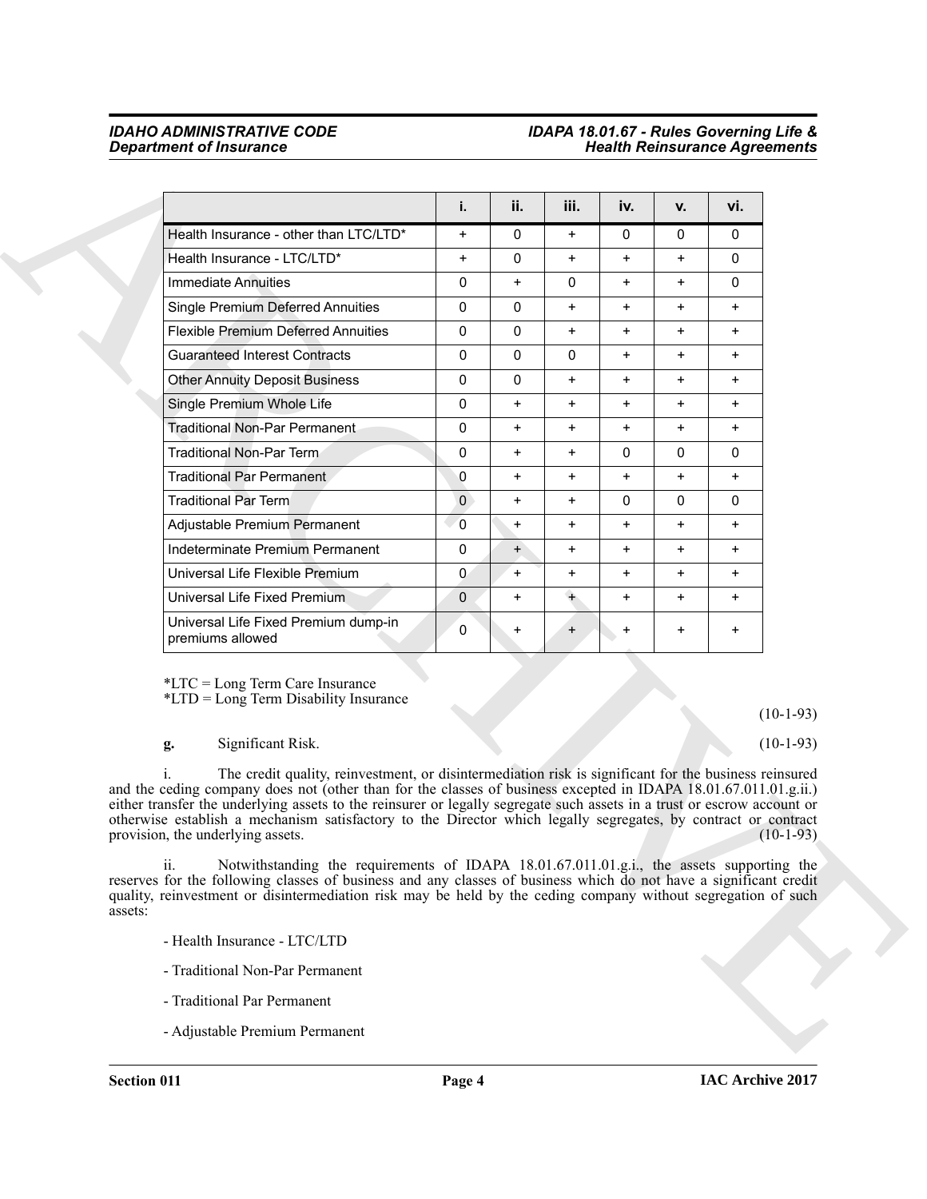| | i. | ii. | iii. | iv. | v. | vi. |
|---|---|---|---|---|---|---|
| Health Insurance - other than LTC/LTD* | + | 0 | + | 0 | 0 | 0 |
| Health Insurance - LTC/LTD* | + | 0 | + | + | + | 0 |
| Immediate Annuities | 0 | + | 0 | + | + | 0 |
| Single Premium Deferred Annuities | 0 | 0 | + | + | + | + |
| Flexible Premium Deferred Annuities | 0 | 0 | + | + | + | + |
| Guaranteed Interest Contracts | 0 | 0 | 0 | + | + | + |
| Other Annuity Deposit Business | 0 | 0 | + | + | + | + |
| Single Premium Whole Life | 0 | + | + | + | + | + |
| Traditional Non-Par Permanent | 0 | + | + | + | + | + |
| Traditional Non-Par Term | 0 | + | + | 0 | 0 | 0 |
| Traditional Par Permanent | 0 | + | + | + | + | + |
| Traditional Par Term | 0 | + | + | 0 | 0 | 0 |
| Adjustable Premium Permanent | 0 | + | + | + | + | + |
| Indeterminate Premium Permanent | 0 | + | + | + | + | + |
| Universal Life Flexible Premium | 0 | + | + | + | + | + |
| Universal Life Fixed Premium | 0 | + | + | + | + | + |
| Universal Life Fixed Premium dump-in premiums allowed | 0 | + | + | + | + | + |

*LTC = Long Term Care Insurance
*LTD = Long Term Disability Insurance

(10-1-93)

**g.** Significant Risk. (10-1-93)

i. The credit quality, reinvestment, or disintermediation risk is significant for the business reinsured and the ceding company does not (other than for the classes of business excepted in IDAPA 18.01.67.011.01.g.ii.) either transfer the underlying assets to the reinsurer or legally segregate such assets in a trust or escrow account or otherwise establish a mechanism satisfactory to the Director which legally segregates, by contract or contract provision, the underlying assets. (10-1-93)

ii. Notwithstanding the requirements of IDAPA 18.01.67.011.01.g.i., the assets supporting the reserves for the following classes of business and any classes of business which do not have a significant credit quality, reinvestment or disintermediation risk may be held by the ceding company without segregation of such assets:

- Health Insurance - LTC/LTD

- Traditional Non-Par Permanent

- Traditional Par Permanent

- Adjustable Premium Permanent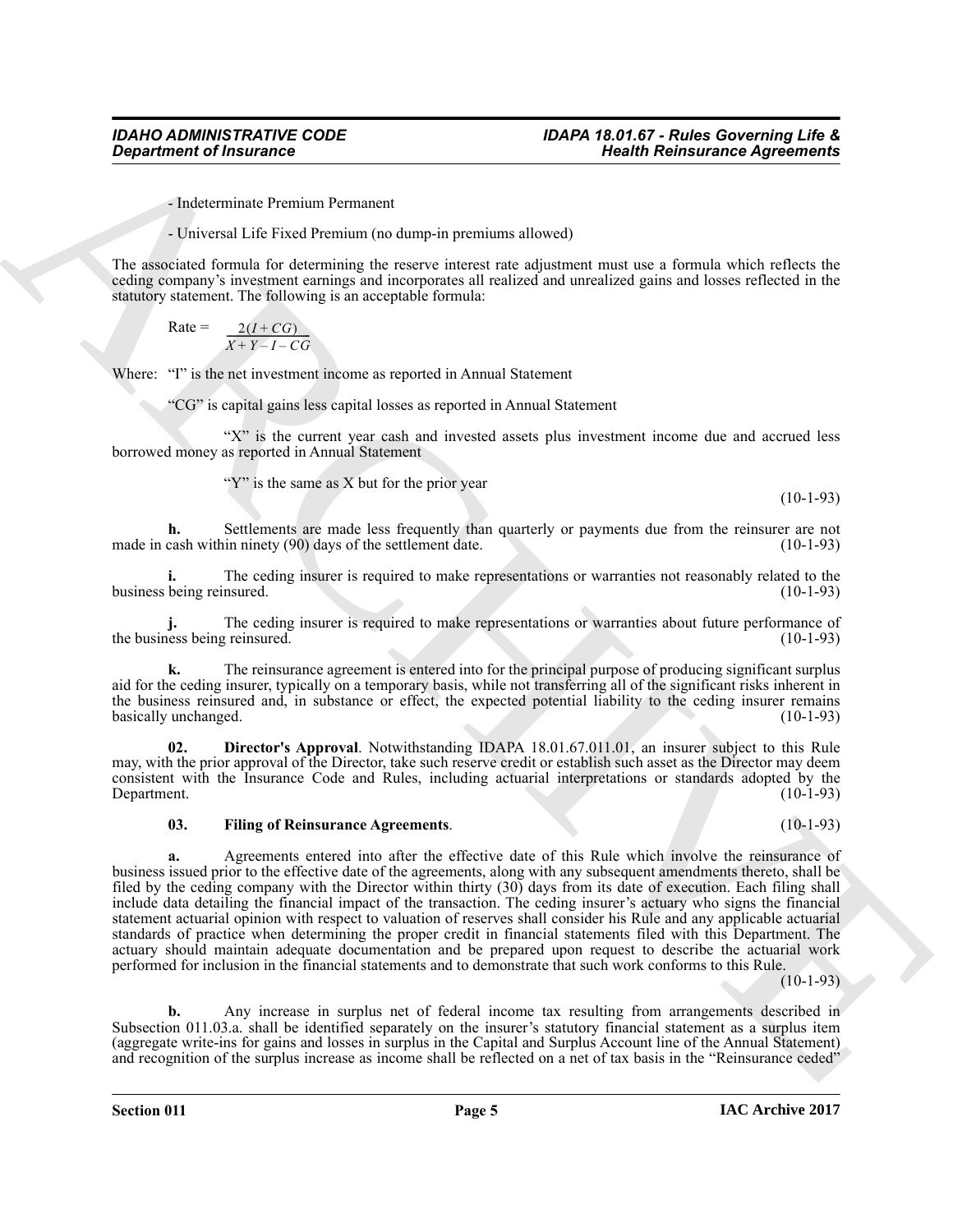- Indeterminate Premium Permanent

- Universal Life Fixed Premium (no dump-in premiums allowed)

The associated formula for determining the reserve interest rate adjustment must use a formula which reflects the ceding company's investment earnings and incorporates all realized and unrealized gains and losses reflected in the statutory statement. The following is an acceptable formula:

$$\text{Rate} = \frac{2(I + CG)}{X + Y - I - CG}$$

Where: "I" is the net investment income as reported in Annual Statement

"CG" is capital gains less capital losses as reported in Annual Statement

"X" is the current year cash and invested assets plus investment income due and accrued less borrowed money as reported in Annual Statement

"Y" is the same as X but for the prior year

(10-1-93)

**h.** Settlements are made less frequently than quarterly or payments due from the reinsurer are not made in cash within ninety (90) days of the settlement date. (10-1-93)

**i.** The ceding insurer is required to make representations or warranties not reasonably related to the business being reinsured. (10-1-93)

**j.** The ceding insurer is required to make representations or warranties about future performance of the business being reinsured. (10-1-93)

**k.** The reinsurance agreement is entered into for the principal purpose of producing significant surplus aid for the ceding insurer, typically on a temporary basis, while not transferring all of the significant risks inherent in the business reinsured and, in substance or effect, the expected potential liability to the ceding insurer remains basically unchanged. (10-1-93)

**02. Director's Approval**. Notwithstanding IDAPA 18.01.67.011.01, an insurer subject to this Rule may, with the prior approval of the Director, take such reserve credit or establish such asset as the Director may deem consistent with the Insurance Code and Rules, including actuarial interpretations or standards adopted by the Department. (10-1-93)

**03. Filing of Reinsurance Agreements**. (10-1-93)

**a.** Agreements entered into after the effective date of this Rule which involve the reinsurance of business issued prior to the effective date of the agreements, along with any subsequent amendments thereto, shall be filed by the ceding company with the Director within thirty (30) days from its date of execution. Each filing shall include data detailing the financial impact of the transaction. The ceding insurer's actuary who signs the financial statement actuarial opinion with respect to valuation of reserves shall consider his Rule and any applicable actuarial standards of practice when determining the proper credit in financial statements filed with this Department. The actuary should maintain adequate documentation and be prepared upon request to describe the actuarial work performed for inclusion in the financial statements and to demonstrate that such work conforms to this Rule.

(10-1-93)

**b.** Any increase in surplus net of federal income tax resulting from arrangements described in Subsection 011.03.a. shall be identified separately on the insurer's statutory financial statement as a surplus item (aggregate write-ins for gains and losses in surplus in the Capital and Surplus Account line of the Annual Statement) and recognition of the surplus increase as income shall be reflected on a net of tax basis in the "Reinsurance ceded"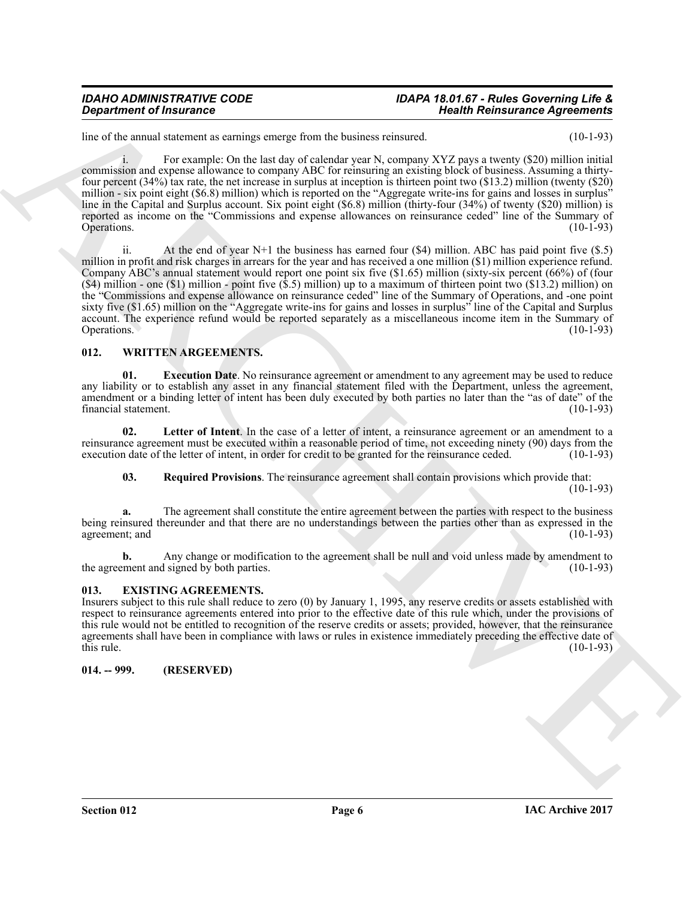line of the annual statement as earnings emerge from the business reinsured. (10-1-93)

i. For example: On the last day of calendar year N, company XYZ pays a twenty ($20) million initial commission and expense allowance to company ABC for reinsuring an existing block of business. Assuming a thirty-four percent (34%) tax rate, the net increase in surplus at inception is thirteen point two ($13.2) million (twenty ($20) million - six point eight ($6.8) million) which is reported on the "Aggregate write-ins for gains and losses in surplus" line in the Capital and Surplus account. Six point eight ($6.8) million (thirty-four (34%) of twenty ($20) million) is reported as income on the "Commissions and expense allowances on reinsurance ceded" line of the Summary of Operations. (10-1-93)

ii. At the end of year N+1 the business has earned four ($4) million. ABC has paid point five ($.5) million in profit and risk charges in arrears for the year and has received a one million ($1) million experience refund. Company ABC's annual statement would report one point six five ($1.65) million (sixty-six percent (66%) of (four ($4) million - one ($1) million - point five ($.5) million) up to a maximum of thirteen point two ($13.2) million) on the "Commissions and expense allowance on reinsurance ceded" line of the Summary of Operations, and -one point sixty five ($1.65) million on the "Aggregate write-ins for gains and losses in surplus" line of the Capital and Surplus account. The experience refund would be reported separately as a miscellaneous income item in the Summary of Operations. (10-1-93)

## 012. WRITTEN ARGEEMENTS.

**01. Execution Date**. No reinsurance agreement or amendment to any agreement may be used to reduce any liability or to establish any asset in any financial statement filed with the Department, unless the agreement, amendment or a binding letter of intent has been duly executed by both parties no later than the "as of date" of the financial statement. (10-1-93)

**02. Letter of Intent**. In the case of a letter of intent, a reinsurance agreement or an amendment to a reinsurance agreement must be executed within a reasonable period of time, not exceeding ninety (90) days from the execution date of the letter of intent, in order for credit to be granted for the reinsurance ceded. (10-1-93)

**03. Required Provisions**. The reinsurance agreement shall contain provisions which provide that: (10-1-93)

**a.** The agreement shall constitute the entire agreement between the parties with respect to the business being reinsured thereunder and that there are no understandings between the parties other than as expressed in the agreement; and (10-1-93)

**b.** Any change or modification to the agreement shall be null and void unless made by amendment to the agreement and signed by both parties. (10-1-93)

## 013. EXISTING AGREEMENTS.

Insurers subject to this rule shall reduce to zero (0) by January 1, 1995, any reserve credits or assets established with respect to reinsurance agreements entered into prior to the effective date of this rule which, under the provisions of this rule would not be entitled to recognition of the reserve credits or assets; provided, however, that the reinsurance agreements shall have been in compliance with laws or rules in existence immediately preceding the effective date of this rule. (10-1-93)

## 014. -- 999. (RESERVED)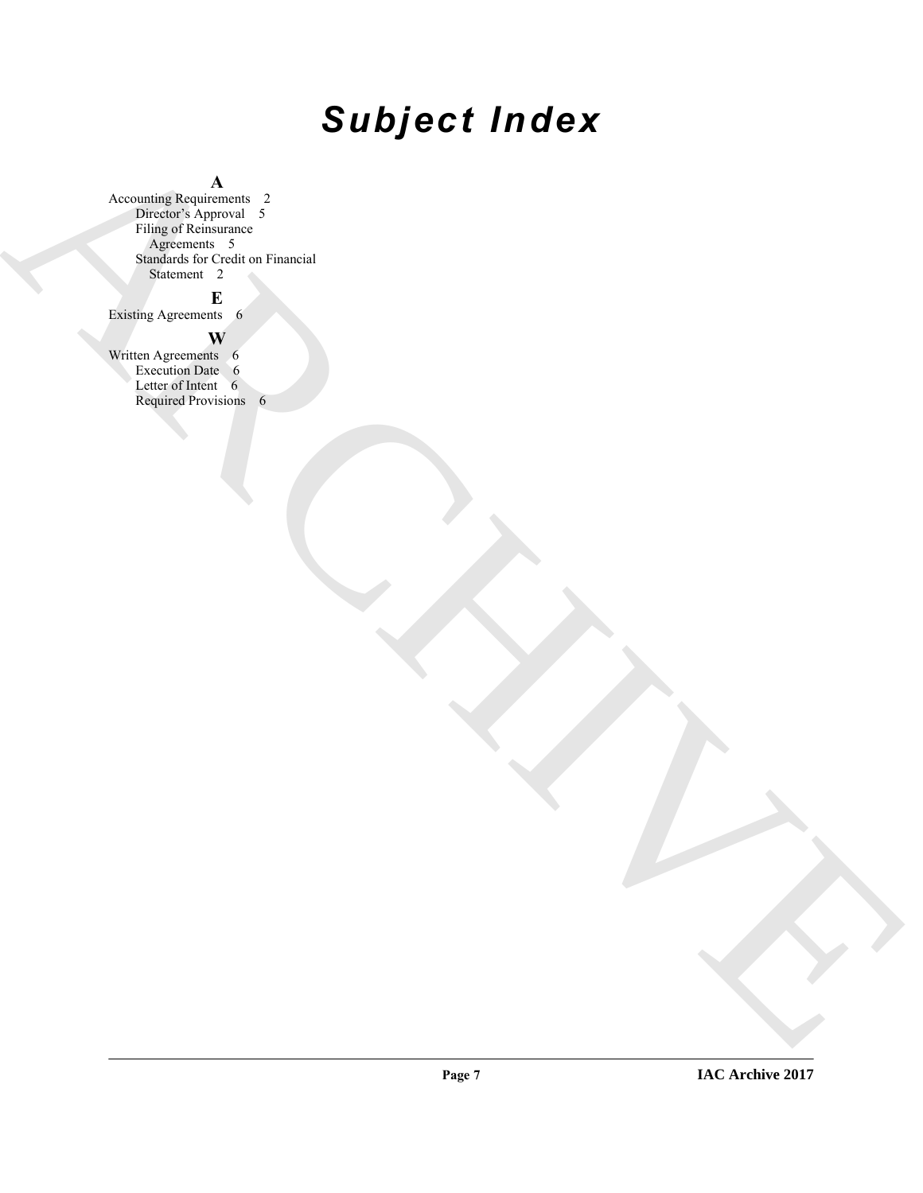# Subject Index

**A**

Accounting Requirements 2
- Director's Approval 5
- Filing of Reinsurance Agreements 5
- Standards for Credit on Financial Statement 2

**E**

Existing Agreements 6

**W**

Written Agreements 6
- Execution Date 6
- Letter of Intent 6
- Required Provisions 6